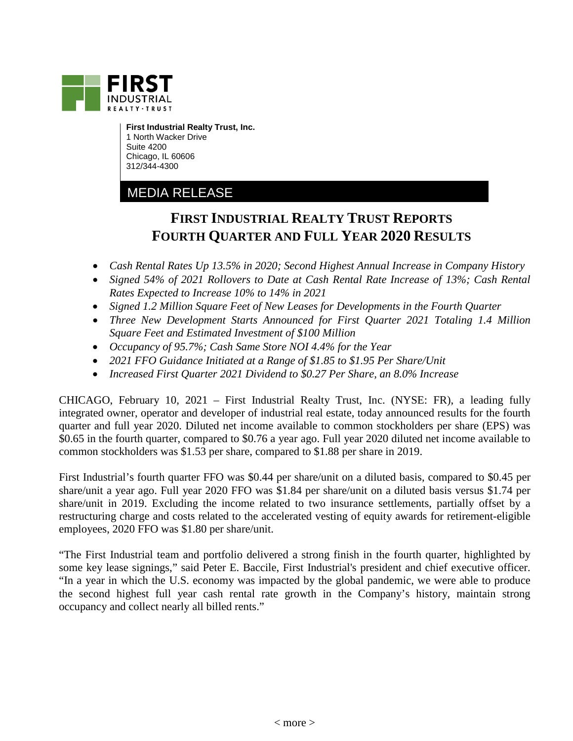**First Industrial Realty Trust, Inc.**
1 North Wacker Drive
Suite 4200
Chicago, IL 60606
312/344-4300

MEDIA RELEASE

# FIRST INDUSTRIAL REALTY TRUST REPORTS FOURTH QUARTER AND FULL YEAR 2020 RESULTS

- *Cash Rental Rates Up 13.5% in 2020; Second Highest Annual Increase in Company History*
- *Signed 54% of 2021 Rollovers to Date at Cash Rental Rate Increase of 13%; Cash Rental Rates Expected to Increase 10% to 14% in 2021*
- *Signed 1.2 Million Square Feet of New Leases for Developments in the Fourth Quarter*
- *Three New Development Starts Announced for First Quarter 2021 Totaling 1.4 Million Square Feet and Estimated Investment of $100 Million*
- *Occupancy of 95.7%; Cash Same Store NOI 4.4% for the Year*
- *2021 FFO Guidance Initiated at a Range of $1.85 to $1.95 Per Share/Unit*
- *Increased First Quarter 2021 Dividend to $0.27 Per Share, an 8.0% Increase*

CHICAGO, February 10, 2021 – First Industrial Realty Trust, Inc. (NYSE: FR), a leading fully integrated owner, operator and developer of industrial real estate, today announced results for the fourth quarter and full year 2020. Diluted net income available to common stockholders per share (EPS) was $0.65 in the fourth quarter, compared to $0.76 a year ago. Full year 2020 diluted net income available to common stockholders was $1.53 per share, compared to $1.88 per share in 2019.

First Industrial's fourth quarter FFO was $0.44 per share/unit on a diluted basis, compared to $0.45 per share/unit a year ago. Full year 2020 FFO was $1.84 per share/unit on a diluted basis versus $1.74 per share/unit in 2019. Excluding the income related to two insurance settlements, partially offset by a restructuring charge and costs related to the accelerated vesting of equity awards for retirement-eligible employees, 2020 FFO was $1.80 per share/unit.

"The First Industrial team and portfolio delivered a strong finish in the fourth quarter, highlighted by some key lease signings," said Peter E. Baccile, First Industrial's president and chief executive officer. "In a year in which the U.S. economy was impacted by the global pandemic, we were able to produce the second highest full year cash rental rate growth in the Company's history, maintain strong occupancy and collect nearly all billed rents."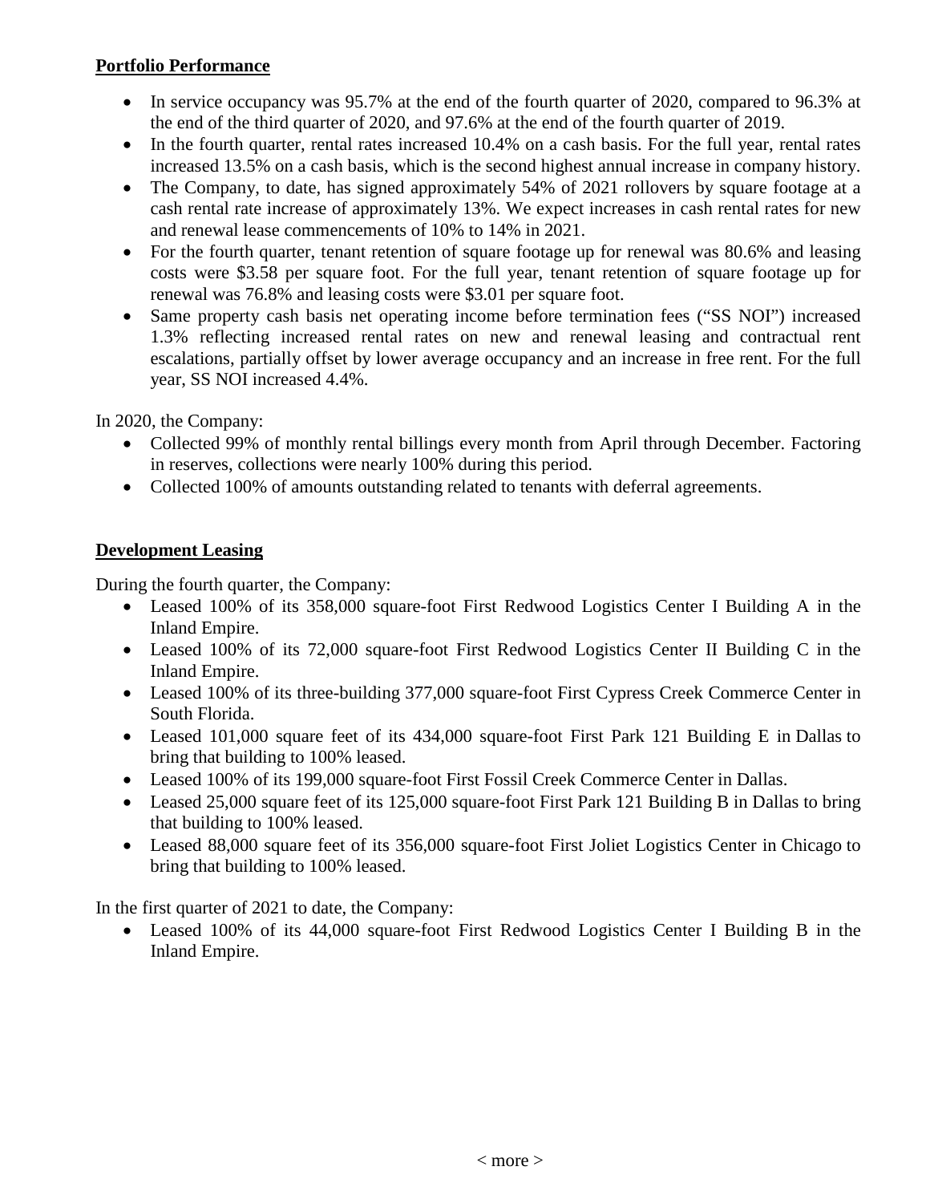**Portfolio Performance**

- In service occupancy was 95.7% at the end of the fourth quarter of 2020, compared to 96.3% at the end of the third quarter of 2020, and 97.6% at the end of the fourth quarter of 2019.
- In the fourth quarter, rental rates increased 10.4% on a cash basis. For the full year, rental rates increased 13.5% on a cash basis, which is the second highest annual increase in company history.
- The Company, to date, has signed approximately 54% of 2021 rollovers by square footage at a cash rental rate increase of approximately 13%. We expect increases in cash rental rates for new and renewal lease commencements of 10% to 14% in 2021.
- For the fourth quarter, tenant retention of square footage up for renewal was 80.6% and leasing costs were $3.58 per square foot. For the full year, tenant retention of square footage up for renewal was 76.8% and leasing costs were $3.01 per square foot.
- Same property cash basis net operating income before termination fees ("SS NOI") increased 1.3% reflecting increased rental rates on new and renewal leasing and contractual rent escalations, partially offset by lower average occupancy and an increase in free rent. For the full year, SS NOI increased 4.4%.

In 2020, the Company:

- Collected 99% of monthly rental billings every month from April through December. Factoring in reserves, collections were nearly 100% during this period.
- Collected 100% of amounts outstanding related to tenants with deferral agreements.

**Development Leasing**

During the fourth quarter, the Company:

- Leased 100% of its 358,000 square-foot First Redwood Logistics Center I Building A in the Inland Empire.
- Leased 100% of its 72,000 square-foot First Redwood Logistics Center II Building C in the Inland Empire.
- Leased 100% of its three-building 377,000 square-foot First Cypress Creek Commerce Center in South Florida.
- Leased 101,000 square feet of its 434,000 square-foot First Park 121 Building E in Dallas to bring that building to 100% leased.
- Leased 100% of its 199,000 square-foot First Fossil Creek Commerce Center in Dallas.
- Leased 25,000 square feet of its 125,000 square-foot First Park 121 Building B in Dallas to bring that building to 100% leased.
- Leased 88,000 square feet of its 356,000 square-foot First Joliet Logistics Center in Chicago to bring that building to 100% leased.

In the first quarter of 2021 to date, the Company:

- Leased 100% of its 44,000 square-foot First Redwood Logistics Center I Building B in the Inland Empire.

< more >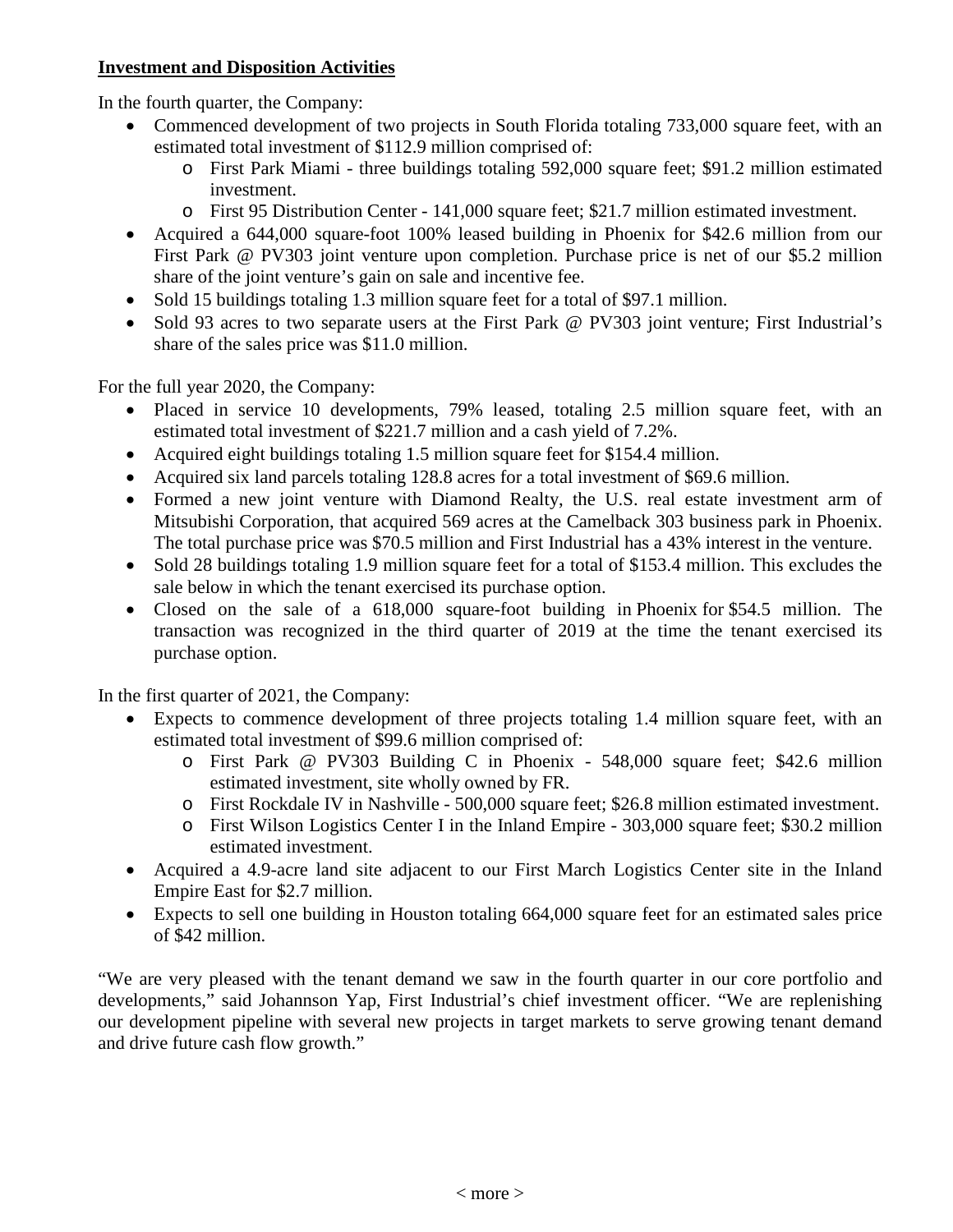**Investment and Disposition Activities**

In the fourth quarter, the Company:

- Commenced development of two projects in South Florida totaling 733,000 square feet, with an estimated total investment of $112.9 million comprised of:
  - First Park Miami - three buildings totaling 592,000 square feet; $91.2 million estimated investment.
  - First 95 Distribution Center - 141,000 square feet; $21.7 million estimated investment.
- Acquired a 644,000 square-foot 100% leased building in Phoenix for $42.6 million from our First Park @ PV303 joint venture upon completion. Purchase price is net of our $5.2 million share of the joint venture's gain on sale and incentive fee.
- Sold 15 buildings totaling 1.3 million square feet for a total of $97.1 million.
- Sold 93 acres to two separate users at the First Park @ PV303 joint venture; First Industrial's share of the sales price was $11.0 million.

For the full year 2020, the Company:

- Placed in service 10 developments, 79% leased, totaling 2.5 million square feet, with an estimated total investment of $221.7 million and a cash yield of 7.2%.
- Acquired eight buildings totaling 1.5 million square feet for $154.4 million.
- Acquired six land parcels totaling 128.8 acres for a total investment of $69.6 million.
- Formed a new joint venture with Diamond Realty, the U.S. real estate investment arm of Mitsubishi Corporation, that acquired 569 acres at the Camelback 303 business park in Phoenix. The total purchase price was $70.5 million and First Industrial has a 43% interest in the venture.
- Sold 28 buildings totaling 1.9 million square feet for a total of $153.4 million. This excludes the sale below in which the tenant exercised its purchase option.
- Closed on the sale of a 618,000 square-foot building in Phoenix for $54.5 million. The transaction was recognized in the third quarter of 2019 at the time the tenant exercised its purchase option.

In the first quarter of 2021, the Company:

- Expects to commence development of three projects totaling 1.4 million square feet, with an estimated total investment of $99.6 million comprised of:
  - First Park @ PV303 Building C in Phoenix - 548,000 square feet; $42.6 million estimated investment, site wholly owned by FR.
  - First Rockdale IV in Nashville - 500,000 square feet; $26.8 million estimated investment.
  - First Wilson Logistics Center I in the Inland Empire - 303,000 square feet; $30.2 million estimated investment.
- Acquired a 4.9-acre land site adjacent to our First March Logistics Center site in the Inland Empire East for $2.7 million.
- Expects to sell one building in Houston totaling 664,000 square feet for an estimated sales price of $42 million.

"We are very pleased with the tenant demand we saw in the fourth quarter in our core portfolio and developments," said Johannson Yap, First Industrial's chief investment officer. "We are replenishing our development pipeline with several new projects in target markets to serve growing tenant demand and drive future cash flow growth."

< more >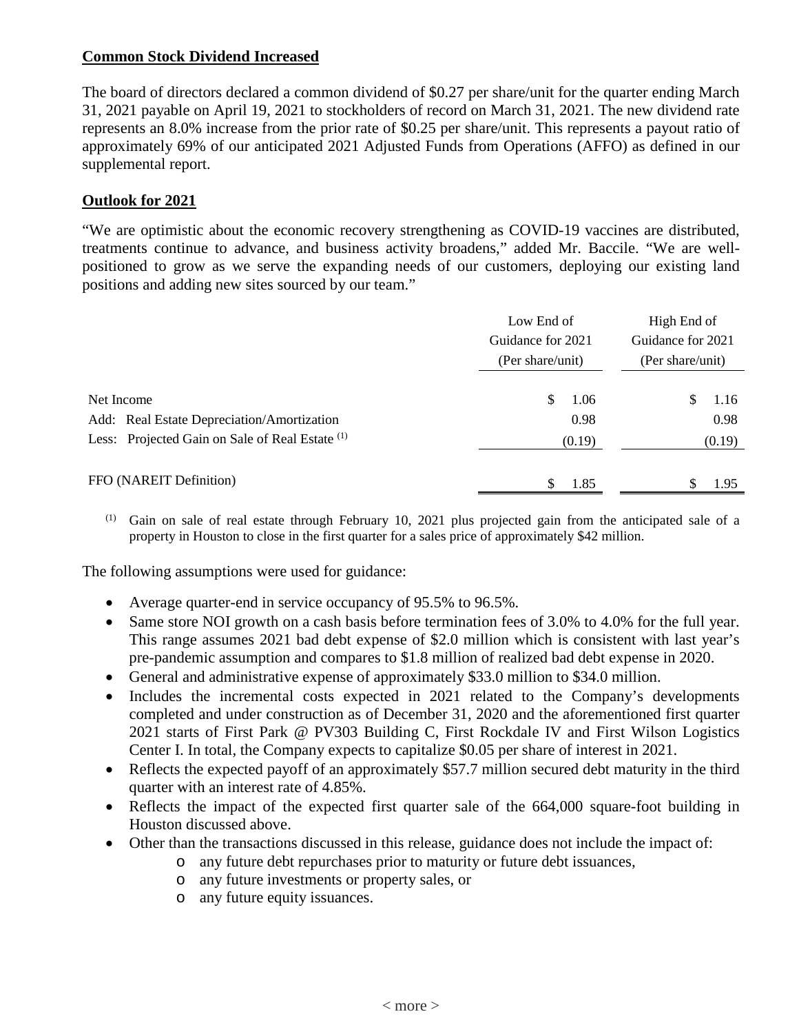## Common Stock Dividend Increased

The board of directors declared a common dividend of $0.27 per share/unit for the quarter ending March 31, 2021 payable on April 19, 2021 to stockholders of record on March 31, 2021. The new dividend rate represents an 8.0% increase from the prior rate of $0.25 per share/unit. This represents a payout ratio of approximately 69% of our anticipated 2021 Adjusted Funds from Operations (AFFO) as defined in our supplemental report.

## Outlook for 2021

"We are optimistic about the economic recovery strengthening as COVID-19 vaccines are distributed, treatments continue to advance, and business activity broadens," added Mr. Baccile. "We are well-positioned to grow as we serve the expanding needs of our customers, deploying our existing land positions and adding new sites sourced by our team."

| | Low End of Guidance for 2021 (Per share/unit) | High End of Guidance for 2021 (Per share/unit) |
|---|---|---|
| Net Income | $ 1.06 | $ 1.16 |
| Add: Real Estate Depreciation/Amortization | 0.98 | 0.98 |
| Less: Projected Gain on Sale of Real Estate [1] | (0.19) | (0.19) |
| FFO (NAREIT Definition) | $ 1.85 | $ 1.95 |

[1] Gain on sale of real estate through February 10, 2021 plus projected gain from the anticipated sale of a property in Houston to close in the first quarter for a sales price of approximately $42 million.

The following assumptions were used for guidance:

- Average quarter-end in service occupancy of 95.5% to 96.5%.
- Same store NOI growth on a cash basis before termination fees of 3.0% to 4.0% for the full year. This range assumes 2021 bad debt expense of $2.0 million which is consistent with last year's pre-pandemic assumption and compares to $1.8 million of realized bad debt expense in 2020.
- General and administrative expense of approximately $33.0 million to $34.0 million.
- Includes the incremental costs expected in 2021 related to the Company's developments completed and under construction as of December 31, 2020 and the aforementioned first quarter 2021 starts of First Park @ PV303 Building C, First Rockdale IV and First Wilson Logistics Center I. In total, the Company expects to capitalize $0.05 per share of interest in 2021.
- Reflects the expected payoff of an approximately $57.7 million secured debt maturity in the third quarter with an interest rate of 4.85%.
- Reflects the impact of the expected first quarter sale of the 664,000 square-foot building in Houston discussed above.
- Other than the transactions discussed in this release, guidance does not include the impact of:
  - any future debt repurchases prior to maturity or future debt issuances,
  - any future investments or property sales, or
  - any future equity issuances.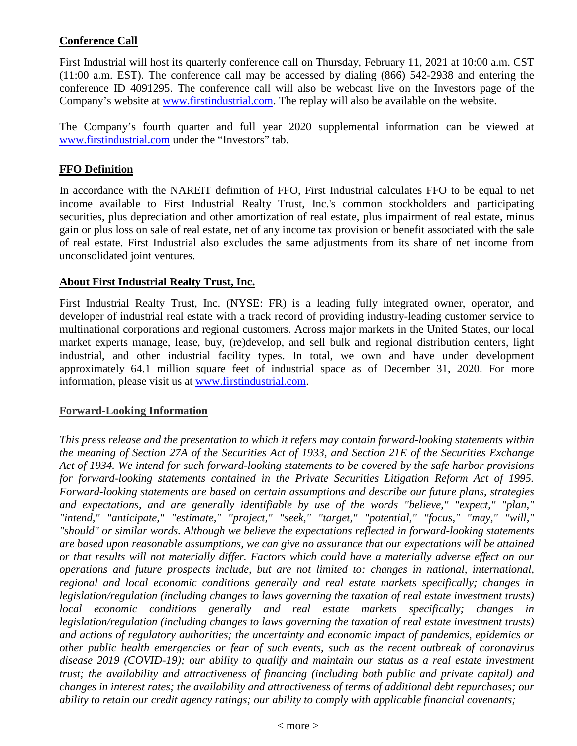**Conference Call**

First Industrial will host its quarterly conference call on Thursday, February 11, 2021 at 10:00 a.m. CST (11:00 a.m. EST). The conference call may be accessed by dialing (866) 542-2938 and entering the conference ID 4091295. The conference call will also be webcast live on the Investors page of the Company's website at www.firstindustrial.com. The replay will also be available on the website.

The Company's fourth quarter and full year 2020 supplemental information can be viewed at www.firstindustrial.com under the "Investors" tab.

**FFO Definition**

In accordance with the NAREIT definition of FFO, First Industrial calculates FFO to be equal to net income available to First Industrial Realty Trust, Inc.'s common stockholders and participating securities, plus depreciation and other amortization of real estate, plus impairment of real estate, minus gain or plus loss on sale of real estate, net of any income tax provision or benefit associated with the sale of real estate. First Industrial also excludes the same adjustments from its share of net income from unconsolidated joint ventures.

**About First Industrial Realty Trust, Inc.**

First Industrial Realty Trust, Inc. (NYSE: FR) is a leading fully integrated owner, operator, and developer of industrial real estate with a track record of providing industry-leading customer service to multinational corporations and regional customers. Across major markets in the United States, our local market experts manage, lease, buy, (re)develop, and sell bulk and regional distribution centers, light industrial, and other industrial facility types. In total, we own and have under development approximately 64.1 million square feet of industrial space as of December 31, 2020. For more information, please visit us at www.firstindustrial.com.

**Forward-Looking Information**

*This press release and the presentation to which it refers may contain forward-looking statements within the meaning of Section 27A of the Securities Act of 1933, and Section 21E of the Securities Exchange Act of 1934. We intend for such forward-looking statements to be covered by the safe harbor provisions for forward-looking statements contained in the Private Securities Litigation Reform Act of 1995. Forward-looking statements are based on certain assumptions and describe our future plans, strategies and expectations, and are generally identifiable by use of the words "believe," "expect," "plan," "intend," "anticipate," "estimate," "project," "seek," "target," "potential," "focus," "may," "will," "should" or similar words. Although we believe the expectations reflected in forward-looking statements are based upon reasonable assumptions, we can give no assurance that our expectations will be attained or that results will not materially differ. Factors which could have a materially adverse effect on our operations and future prospects include, but are not limited to: changes in national, international, regional and local economic conditions generally and real estate markets specifically; changes in legislation/regulation (including changes to laws governing the taxation of real estate investment trusts) local economic conditions generally and real estate markets specifically; changes in legislation/regulation (including changes to laws governing the taxation of real estate investment trusts) and actions of regulatory authorities; the uncertainty and economic impact of pandemics, epidemics or other public health emergencies or fear of such events, such as the recent outbreak of coronavirus disease 2019 (COVID-19); our ability to qualify and maintain our status as a real estate investment trust; the availability and attractiveness of financing (including both public and private capital) and changes in interest rates; the availability and attractiveness of terms of additional debt repurchases; our ability to retain our credit agency ratings; our ability to comply with applicable financial covenants;*

< more >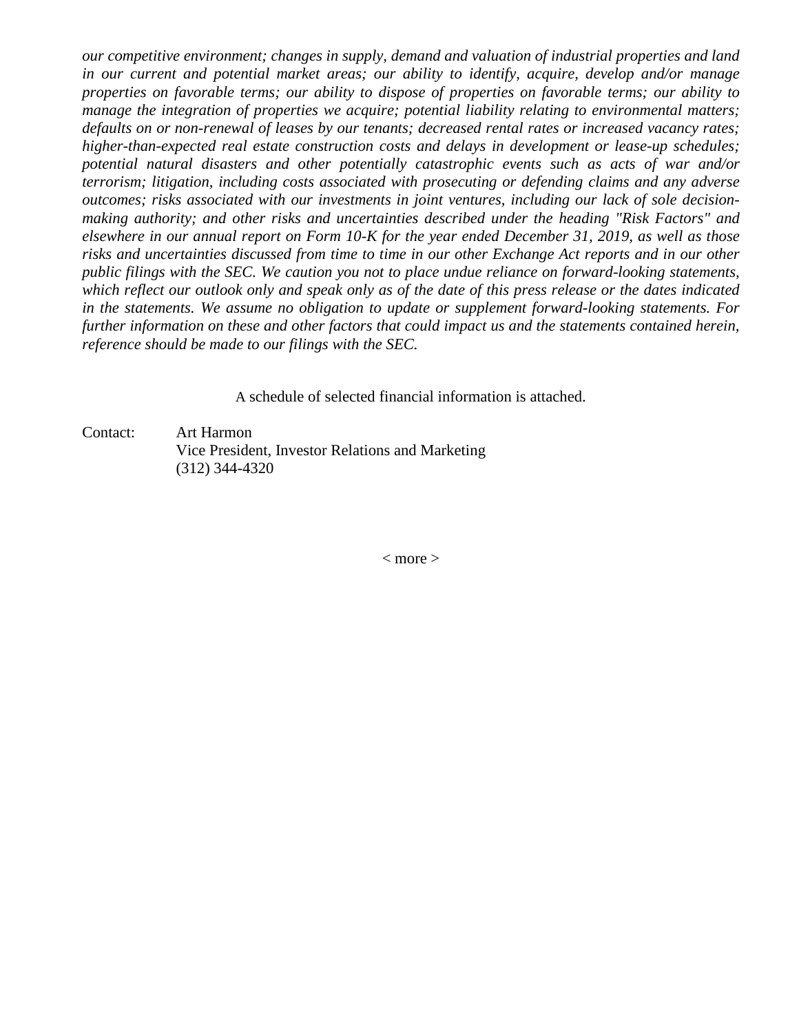*our competitive environment; changes in supply, demand and valuation of industrial properties and land in our current and potential market areas; our ability to identify, acquire, develop and/or manage properties on favorable terms; our ability to dispose of properties on favorable terms; our ability to manage the integration of properties we acquire; potential liability relating to environmental matters; defaults on or non-renewal of leases by our tenants; decreased rental rates or increased vacancy rates; higher-than-expected real estate construction costs and delays in development or lease-up schedules; potential natural disasters and other potentially catastrophic events such as acts of war and/or terrorism; litigation, including costs associated with prosecuting or defending claims and any adverse outcomes; risks associated with our investments in joint ventures, including our lack of sole decision-making authority; and other risks and uncertainties described under the heading "Risk Factors" and elsewhere in our annual report on Form 10-K for the year ended December 31, 2019, as well as those risks and uncertainties discussed from time to time in our other Exchange Act reports and in our other public filings with the SEC. We caution you not to place undue reliance on forward-looking statements, which reflect our outlook only and speak only as of the date of this press release or the dates indicated in the statements. We assume no obligation to update or supplement forward-looking statements. For further information on these and other factors that could impact us and the statements contained herein, reference should be made to our filings with the SEC.*

A schedule of selected financial information is attached.

Contact: Art Harmon
Vice President, Investor Relations and Marketing
(312) 344-4320

< more >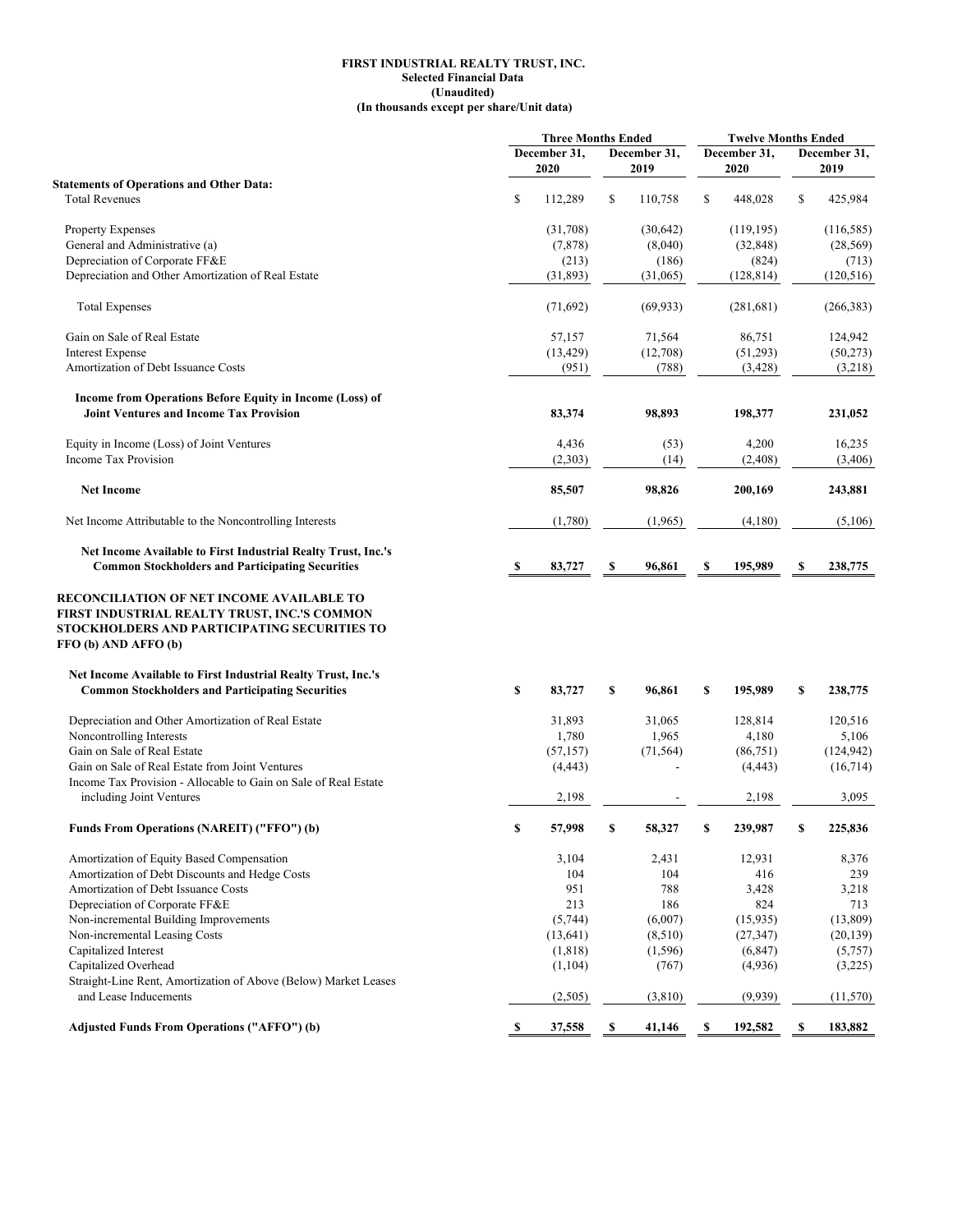**FIRST INDUSTRIAL REALTY TRUST, INC.**
**Selected Financial Data**
**(Unaudited)**
**(In thousands except per share/Unit data)**

| | Three Months Ended | | Twelve Months Ended | |
|---|---|---|---|---|
| | December 31, 2020 | December 31, 2019 | December 31, 2020 | December 31, 2019 |
| **Statements of Operations and Other Data:** | | | | |
| Total Revenues | $ 112,289 | $ 110,758 | $ 448,028 | $ 425,984 |
| Property Expenses | (31,708) | (30,642) | (119,195) | (116,585) |
| General and Administrative (a) | (7,878) | (8,040) | (32,848) | (28,569) |
| Depreciation of Corporate FF&E | (213) | (186) | (824) | (713) |
| Depreciation and Other Amortization of Real Estate | (31,893) | (31,065) | (128,814) | (120,516) |
| Total Expenses | (71,692) | (69,933) | (281,681) | (266,383) |
| Gain on Sale of Real Estate | 57,157 | 71,564 | 86,751 | 124,942 |
| Interest Expense | (13,429) | (12,708) | (51,293) | (50,273) |
| Amortization of Debt Issuance Costs | (951) | (788) | (3,428) | (3,218) |
| **Income from Operations Before Equity in Income (Loss) of Joint Ventures and Income Tax Provision** | **83,374** | **98,893** | **198,377** | **231,052** |
| Equity in Income (Loss) of Joint Ventures | 4,436 | (53) | 4,200 | 16,235 |
| Income Tax Provision | (2,303) | (14) | (2,408) | (3,406) |
| **Net Income** | **85,507** | **98,826** | **200,169** | **243,881** |
| Net Income Attributable to the Noncontrolling Interests | (1,780) | (1,965) | (4,180) | (5,106) |
| **Net Income Available to First Industrial Realty Trust, Inc.'s Common Stockholders and Participating Securities** | **$ 83,727** | **$ 96,861** | **$ 195,989** | **$ 238,775** |
| **RECONCILIATION OF NET INCOME AVAILABLE TO FIRST INDUSTRIAL REALTY TRUST, INC.'S COMMON STOCKHOLDERS AND PARTICIPATING SECURITIES TO FFO (b) AND AFFO (b)** | | | | |
| **Net Income Available to First Industrial Realty Trust, Inc.'s Common Stockholders and Participating Securities** | **$ 83,727** | **$ 96,861** | **$ 195,989** | **$ 238,775** |
| Depreciation and Other Amortization of Real Estate | 31,893 | 31,065 | 128,814 | 120,516 |
| Noncontrolling Interests | 1,780 | 1,965 | 4,180 | 5,106 |
| Gain on Sale of Real Estate | (57,157) | (71,564) | (86,751) | (124,942) |
| Gain on Sale of Real Estate from Joint Ventures | (4,443) | - | (4,443) | (16,714) |
| Income Tax Provision - Allocable to Gain on Sale of Real Estate including Joint Ventures | 2,198 | - | 2,198 | 3,095 |
| **Funds From Operations (NAREIT) ("FFO") (b)** | **$ 57,998** | **$ 58,327** | **$ 239,987** | **$ 225,836** |
| Amortization of Equity Based Compensation | 3,104 | 2,431 | 12,931 | 8,376 |
| Amortization of Debt Discounts and Hedge Costs | 104 | 104 | 416 | 239 |
| Amortization of Debt Issuance Costs | 951 | 788 | 3,428 | 3,218 |
| Depreciation of Corporate FF&E | 213 | 186 | 824 | 713 |
| Non-incremental Building Improvements | (5,744) | (6,007) | (15,935) | (13,809) |
| Non-incremental Leasing Costs | (13,641) | (8,510) | (27,347) | (20,139) |
| Capitalized Interest | (1,818) | (1,596) | (6,847) | (5,757) |
| Capitalized Overhead | (1,104) | (767) | (4,936) | (3,225) |
| Straight-Line Rent, Amortization of Above (Below) Market Leases and Lease Inducements | (2,505) | (3,810) | (9,939) | (11,570) |
| **Adjusted Funds From Operations ("AFFO") (b)** | **$ 37,558** | **$ 41,146** | **$ 192,582** | **$ 183,882** |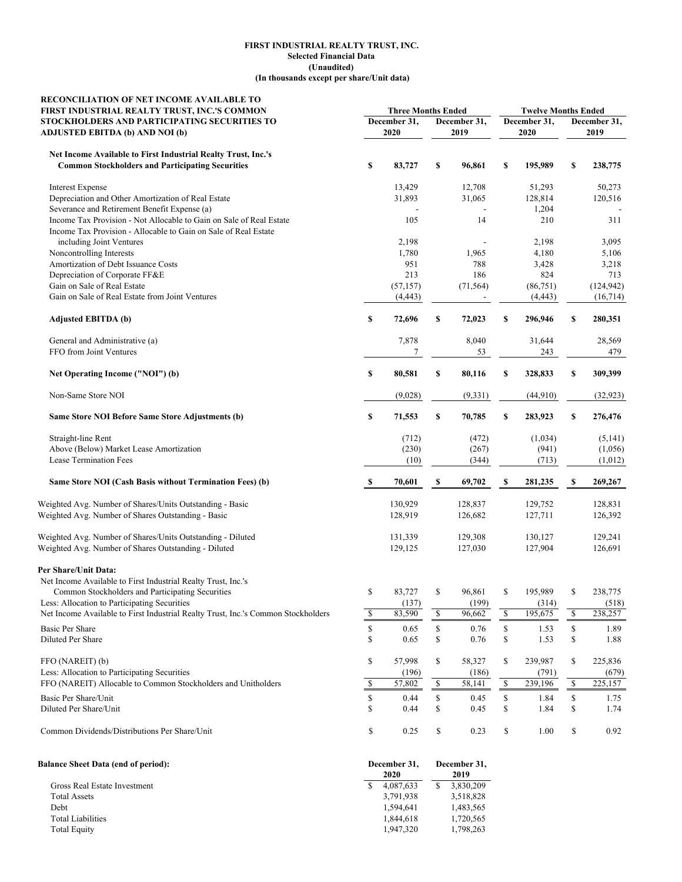**FIRST INDUSTRIAL REALTY TRUST, INC.**
**Selected Financial Data**
**(Unaudited)**
**(In thousands except per share/Unit data)**

| RECONCILIATION OF NET INCOME AVAILABLE TO FIRST INDUSTRIAL REALTY TRUST, INC.'S COMMON STOCKHOLDERS AND PARTICIPATING SECURITIES TO ADJUSTED EBITDA (b) AND NOI (b) | Three Months Ended | | Twelve Months Ended | |
|---|---|---|---|---|
| | December 31, 2020 | December 31, 2019 | December 31, 2020 | December 31, 2019 |
| **Net Income Available to First Industrial Realty Trust, Inc.'s Common Stockholders and Participating Securities** | **$ 83,727** | **$ 96,861** | **$ 195,989** | **$ 238,775** |
| Interest Expense | 13,429 | 12,708 | 51,293 | 50,273 |
| Depreciation and Other Amortization of Real Estate | 31,893 | 31,065 | 128,814 | 120,516 |
| Severance and Retirement Benefit Expense (a) | - | - | 1,204 | - |
| Income Tax Provision - Not Allocable to Gain on Sale of Real Estate | 105 | 14 | 210 | 311 |
| Income Tax Provision - Allocable to Gain on Sale of Real Estate including Joint Ventures | 2,198 | - | 2,198 | 3,095 |
| Noncontrolling Interests | 1,780 | 1,965 | 4,180 | 5,106 |
| Amortization of Debt Issuance Costs | 951 | 788 | 3,428 | 3,218 |
| Depreciation of Corporate FF&E | 213 | 186 | 824 | 713 |
| Gain on Sale of Real Estate | (57,157) | (71,564) | (86,751) | (124,942) |
| Gain on Sale of Real Estate from Joint Ventures | (4,443) | - | (4,443) | (16,714) |
| **Adjusted EBITDA (b)** | **$ 72,696** | **$ 72,023** | **$ 296,946** | **$ 280,351** |
| General and Administrative (a) | 7,878 | 8,040 | 31,644 | 28,569 |
| FFO from Joint Ventures | 7 | 53 | 243 | 479 |
| **Net Operating Income ("NOI") (b)** | **$ 80,581** | **$ 80,116** | **$ 328,833** | **$ 309,399** |
| Non-Same Store NOI | (9,028) | (9,331) | (44,910) | (32,923) |
| **Same Store NOI Before Same Store Adjustments (b)** | **$ 71,553** | **$ 70,785** | **$ 283,923** | **$ 276,476** |
| Straight-line Rent | (712) | (472) | (1,034) | (5,141) |
| Above (Below) Market Lease Amortization | (230) | (267) | (941) | (1,056) |
| Lease Termination Fees | (10) | (344) | (713) | (1,012) |
| **Same Store NOI (Cash Basis without Termination Fees) (b)** | **$ 70,601** | **$ 69,702** | **$ 281,235** | **$ 269,267** |
| Weighted Avg. Number of Shares/Units Outstanding - Basic | 130,929 | 128,837 | 129,752 | 128,831 |
| Weighted Avg. Number of Shares Outstanding - Basic | 128,919 | 126,682 | 127,711 | 126,392 |
| Weighted Avg. Number of Shares/Units Outstanding - Diluted | 131,339 | 129,308 | 130,127 | 129,241 |
| Weighted Avg. Number of Shares Outstanding - Diluted | 129,125 | 127,030 | 127,904 | 126,691 |
| **Per Share/Unit Data:** | | | | |
| Net Income Available to First Industrial Realty Trust, Inc.'s Common Stockholders and Participating Securities | $ 83,727 | $ 96,861 | $ 195,989 | $ 238,775 |
| Less: Allocation to Participating Securities | (137) | (199) | (314) | (518) |
| Net Income Available to First Industrial Realty Trust, Inc.'s Common Stockholders | $ 83,590 | $ 96,662 | $ 195,675 | $ 238,257 |
| Basic Per Share | $ 0.65 | $ 0.76 | $ 1.53 | $ 1.89 |
| Diluted Per Share | $ 0.65 | $ 0.76 | $ 1.53 | $ 1.88 |
| FFO (NAREIT) (b) | $ 57,998 | $ 58,327 | $ 239,987 | $ 225,836 |
| Less: Allocation to Participating Securities | (196) | (186) | (791) | (679) |
| FFO (NAREIT) Allocable to Common Stockholders and Unitholders | $ 57,802 | $ 58,141 | $ 239,196 | $ 225,157 |
| Basic Per Share/Unit | $ 0.44 | $ 0.45 | $ 1.84 | $ 1.75 |
| Diluted Per Share/Unit | $ 0.44 | $ 0.45 | $ 1.84 | $ 1.74 |
| Common Dividends/Distributions Per Share/Unit | $ 0.25 | $ 0.23 | $ 1.00 | $ 0.92 |

| Balance Sheet Data (end of period): | December 31, 2020 | December 31, 2019 |
|---|---|---|
| Gross Real Estate Investment | $ 4,087,633 | $ 3,830,209 |
| Total Assets | 3,791,938 | 3,518,828 |
| Debt | 1,594,641 | 1,483,565 |
| Total Liabilities | 1,844,618 | 1,720,565 |
| Total Equity | 1,947,320 | 1,798,263 |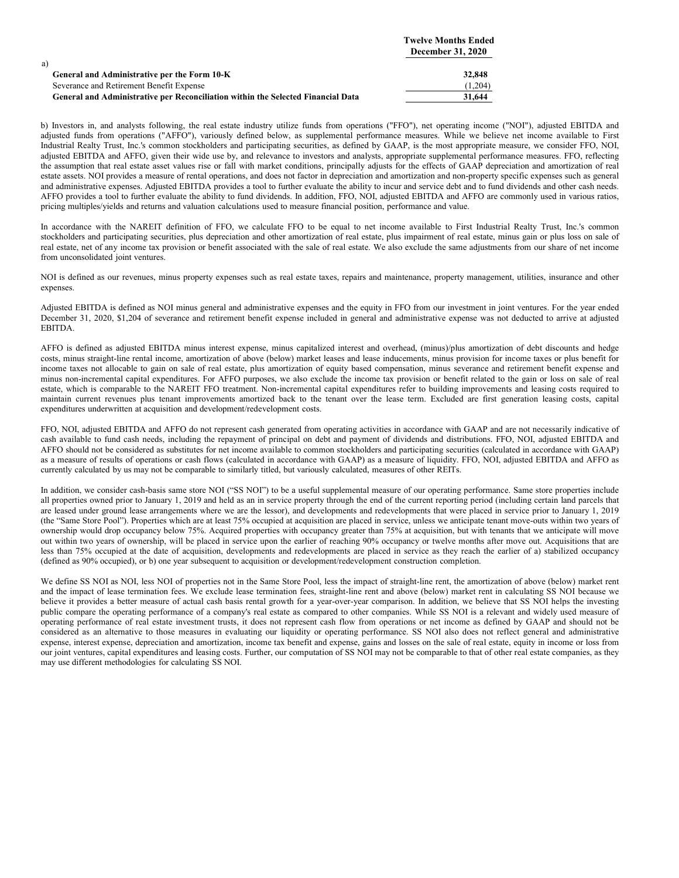| | Twelve Months Ended December 31, 2020 |
| --- | --- |
| a) | |
| **General and Administrative per the Form 10-K** | **32,848** |
| Severance and Retirement Benefit Expense | (1,204) |
| **General and Administrative per Reconciliation within the Selected Financial Data** | **31,644** |

b) Investors in, and analysts following, the real estate industry utilize funds from operations ("FFO"), net operating income ("NOI"), adjusted EBITDA and adjusted funds from operations ("AFFO"), variously defined below, as supplemental performance measures. While we believe net income available to First Industrial Realty Trust, Inc.'s common stockholders and participating securities, as defined by GAAP, is the most appropriate measure, we consider FFO, NOI, adjusted EBITDA and AFFO, given their wide use by, and relevance to investors and analysts, appropriate supplemental performance measures. FFO, reflecting the assumption that real estate asset values rise or fall with market conditions, principally adjusts for the effects of GAAP depreciation and amortization of real estate assets. NOI provides a measure of rental operations, and does not factor in depreciation and amortization and non-property specific expenses such as general and administrative expenses. Adjusted EBITDA provides a tool to further evaluate the ability to incur and service debt and to fund dividends and other cash needs. AFFO provides a tool to further evaluate the ability to fund dividends. In addition, FFO, NOI, adjusted EBITDA and AFFO are commonly used in various ratios, pricing multiples/yields and returns and valuation calculations used to measure financial position, performance and value.

In accordance with the NAREIT definition of FFO, we calculate FFO to be equal to net income available to First Industrial Realty Trust, Inc.'s common stockholders and participating securities, plus depreciation and other amortization of real estate, plus impairment of real estate, minus gain or plus loss on sale of real estate, net of any income tax provision or benefit associated with the sale of real estate. We also exclude the same adjustments from our share of net income from unconsolidated joint ventures.

NOI is defined as our revenues, minus property expenses such as real estate taxes, repairs and maintenance, property management, utilities, insurance and other expenses.

Adjusted EBITDA is defined as NOI minus general and administrative expenses and the equity in FFO from our investment in joint ventures. For the year ended December 31, 2020, $1,204 of severance and retirement benefit expense included in general and administrative expense was not deducted to arrive at adjusted EBITDA.

AFFO is defined as adjusted EBITDA minus interest expense, minus capitalized interest and overhead, (minus)/plus amortization of debt discounts and hedge costs, minus straight-line rental income, amortization of above (below) market leases and lease inducements, minus provision for income taxes or plus benefit for income taxes not allocable to gain on sale of real estate, plus amortization of equity based compensation, minus severance and retirement benefit expense and minus non-incremental capital expenditures. For AFFO purposes, we also exclude the income tax provision or benefit related to the gain or loss on sale of real estate, which is comparable to the NAREIT FFO treatment. Non-incremental capital expenditures refer to building improvements and leasing costs required to maintain current revenues plus tenant improvements amortized back to the tenant over the lease term. Excluded are first generation leasing costs, capital expenditures underwritten at acquisition and development/redevelopment costs.

FFO, NOI, adjusted EBITDA and AFFO do not represent cash generated from operating activities in accordance with GAAP and are not necessarily indicative of cash available to fund cash needs, including the repayment of principal on debt and payment of dividends and distributions. FFO, NOI, adjusted EBITDA and AFFO should not be considered as substitutes for net income available to common stockholders and participating securities (calculated in accordance with GAAP) as a measure of results of operations or cash flows (calculated in accordance with GAAP) as a measure of liquidity. FFO, NOI, adjusted EBITDA and AFFO as currently calculated by us may not be comparable to similarly titled, but variously calculated, measures of other REITs.

In addition, we consider cash-basis same store NOI ("SS NOI") to be a useful supplemental measure of our operating performance. Same store properties include all properties owned prior to January 1, 2019 and held as an in service property through the end of the current reporting period (including certain land parcels that are leased under ground lease arrangements where we are the lessor), and developments and redevelopments that were placed in service prior to January 1, 2019 (the "Same Store Pool"). Properties which are at least 75% occupied at acquisition are placed in service, unless we anticipate tenant move-outs within two years of ownership would drop occupancy below 75%. Acquired properties with occupancy greater than 75% at acquisition, but with tenants that we anticipate will move out within two years of ownership, will be placed in service upon the earlier of reaching 90% occupancy or twelve months after move out. Acquisitions that are less than 75% occupied at the date of acquisition, developments and redevelopments are placed in service as they reach the earlier of a) stabilized occupancy (defined as 90% occupied), or b) one year subsequent to acquisition or development/redevelopment construction completion.

We define SS NOI as NOI, less NOI of properties not in the Same Store Pool, less the impact of straight-line rent, the amortization of above (below) market rent and the impact of lease termination fees. We exclude lease termination fees, straight-line rent and above (below) market rent in calculating SS NOI because we believe it provides a better measure of actual cash basis rental growth for a year-over-year comparison. In addition, we believe that SS NOI helps the investing public compare the operating performance of a company's real estate as compared to other companies. While SS NOI is a relevant and widely used measure of operating performance of real estate investment trusts, it does not represent cash flow from operations or net income as defined by GAAP and should not be considered as an alternative to those measures in evaluating our liquidity or operating performance. SS NOI also does not reflect general and administrative expense, interest expense, depreciation and amortization, income tax benefit and expense, gains and losses on the sale of real estate, equity in income or loss from our joint ventures, capital expenditures and leasing costs. Further, our computation of SS NOI may not be comparable to that of other real estate companies, as they may use different methodologies for calculating SS NOI.